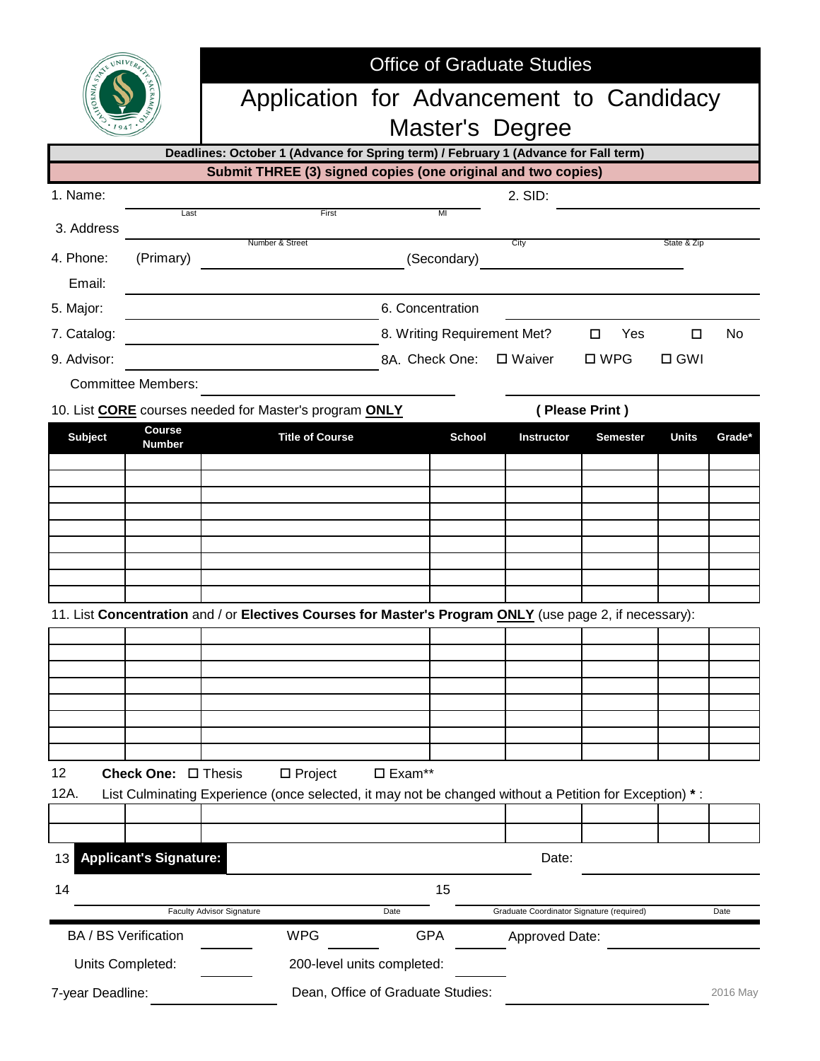Office of Graduate Studies

# Application for Advancement to Candidacy Master's Degree

**Deadlines: October 1 (Advance for Spring term) / February 1 (Advance for Fall term)**

**Submit THREE (3) signed copies (one original and two copies)**

1. Name: ______________________ (Last) ______________________ (First) ______ (MI)   2. SID: ______________________

3. Address ______________________ (Number & Street) ______________________ (City) ______________________ (State & Zip)

4. Phone: (Primary) ______________________ (Secondary) ______________________

Email: ______________________

5. Major: ______________________   6. Concentration ______________________

7. Catalog: ______________________   8. Writing Requirement Met? ☐ Yes ☐ No

9. Advisor: ______________________   8A. Check One: ☐ Waiver ☐ WPG ☐ GWI

Committee Members: ______________________ ______________________

10. List **CORE** courses needed for Master's program **ONLY**   **( Please Print )**

| Subject | Course Number | Title of Course | School | Instructor | Semester | Units | Grade* |
|---|---|---|---|---|---|---|---|
| | | | | | | | |
| | | | | | | | |
| | | | | | | | |
| | | | | | | | |
| | | | | | | | |
| | | | | | | | |
| | | | | | | | |
| | | | | | | | |
| | | | | | | | |

11. List **Concentration** and / or **Electives Courses for Master's Program ONLY** (use page 2, if necessary):

| | | | | | | | |
|---|---|---|---|---|---|---|---|
| | | | | | | | |
| | | | | | | | |
| | | | | | | | |
| | | | | | | | |
| | | | | | | | |
| | | | | | | | |
| | | | | | | | |
| | | | | | | | |

12 **Check One:** ☐ Thesis ☐ Project ☐ Exam**

12A. List Culminating Experience (once selected, it may not be changed without a Petition for Exception) * :

| | | | | | | |
|---|---|---|---|---|---|---|
| | | | | | | |
| | | | | | | |

13 **Applicant's Signature:** ______________________ Date: ______________________

14 ______________________ (Faculty Advisor Signature) ______ (Date)   15 ______________________ (Graduate Coordinator Signature (required)) ______ (Date)

BA / BS Verification ______ WPG ______ GPA ______ Approved Date: ______________________

Units Completed: ______ 200-level units completed: ______

7-year Deadline: ______________________ Dean, Office of Graduate Studies: ______________________

2016 May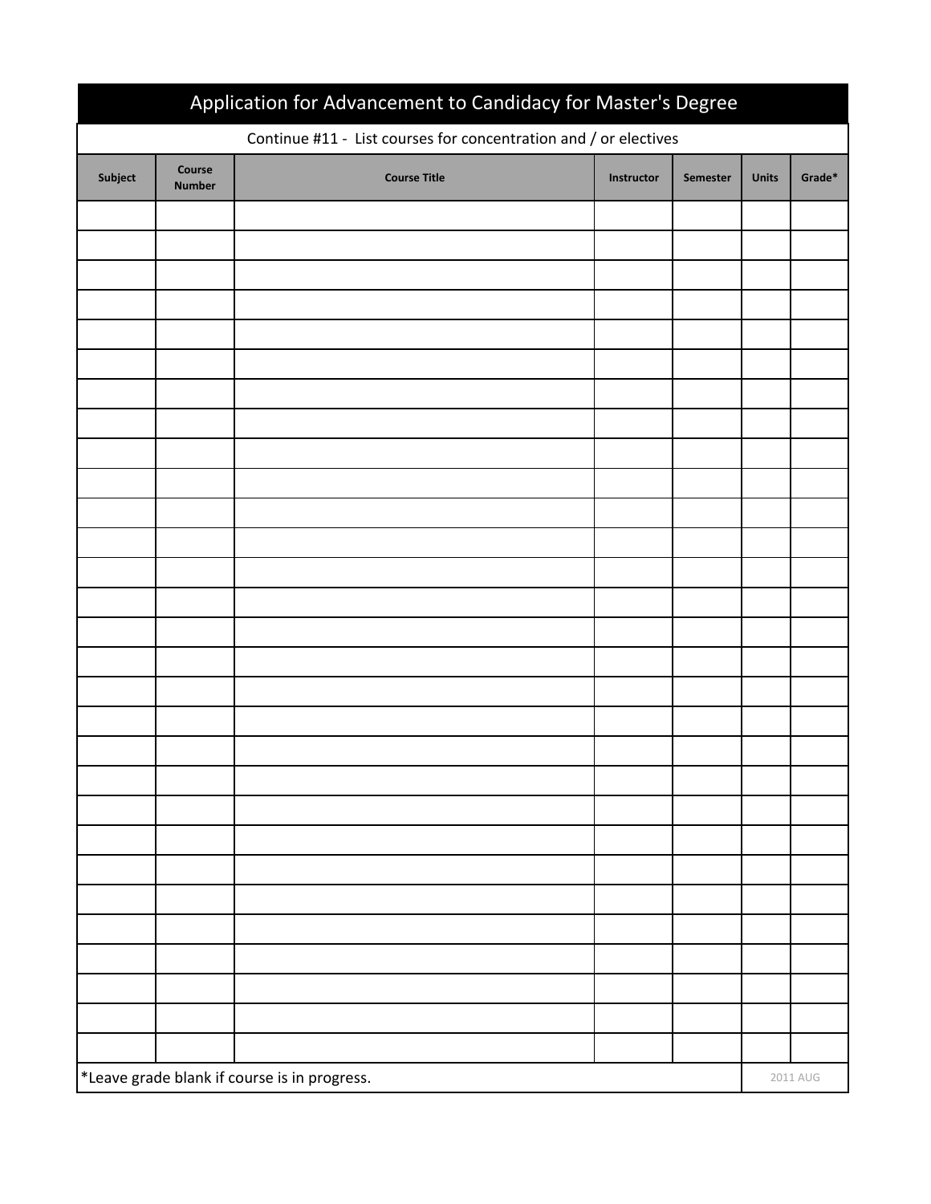# Application for Advancement to Candidacy for Master's Degree

Continue #11 - List courses for concentration and / or electives

| Subject | Course Number | Course Title | Instructor | Semester | Units | Grade* |
|---|---|---|---|---|---|---|
| | | | | | | |
| | | | | | | |
| | | | | | | |
| | | | | | | |
| | | | | | | |
| | | | | | | |
| | | | | | | |
| | | | | | | |
| | | | | | | |
| | | | | | | |
| | | | | | | |
| | | | | | | |
| | | | | | | |
| | | | | | | |
| | | | | | | |
| | | | | | | |
| | | | | | | |
| | | | | | | |
| | | | | | | |
| | | | | | | |
| | | | | | | |
| | | | | | | |
| | | | | | | |
| | | | | | | |
| | | | | | | |
| | | | | | | |
| | | | | | | |
| | | | | | | |
| | | | | | | |

*Leave grade blank if course is in progress.

2011 AUG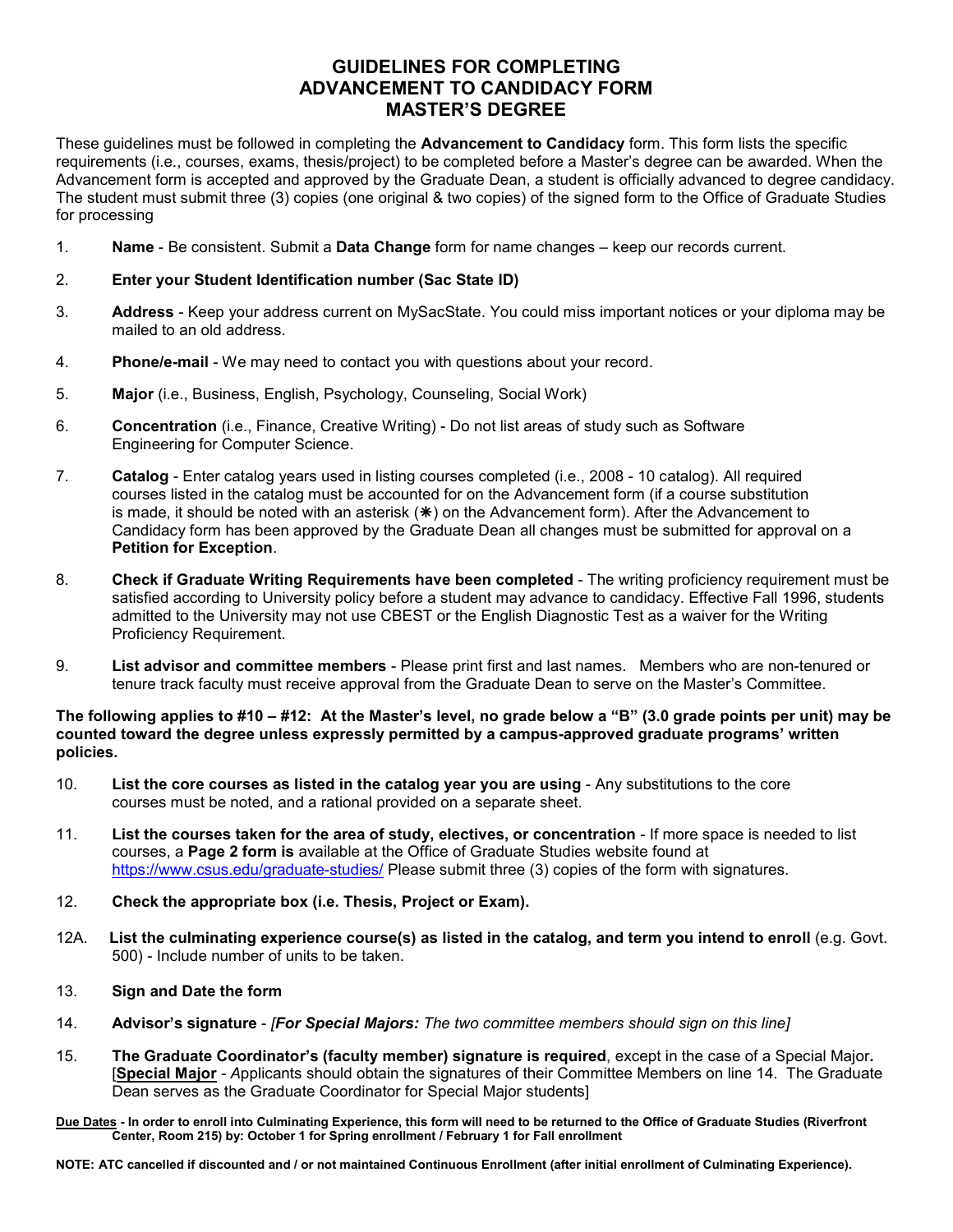# GUIDELINES FOR COMPLETING ADVANCEMENT TO CANDIDACY FORM MASTER'S DEGREE

These guidelines must be followed in completing the **Advancement to Candidacy** form. This form lists the specific requirements (i.e., courses, exams, thesis/project) to be completed before a Master's degree can be awarded. When the Advancement form is accepted and approved by the Graduate Dean, a student is officially advanced to degree candidacy. The student must submit three (3) copies (one original & two copies) of the signed form to the Office of Graduate Studies for processing

1. **Name** - Be consistent. Submit a **Data Change** form for name changes – keep our records current.

2. **Enter your Student Identification number (Sac State ID)**

3. **Address** - Keep your address current on MySacState. You could miss important notices or your diploma may be mailed to an old address.

4. **Phone/e-mail** - We may need to contact you with questions about your record.

5. **Major** (i.e., Business, English, Psychology, Counseling, Social Work)

6. **Concentration** (i.e., Finance, Creative Writing) - Do not list areas of study such as Software Engineering for Computer Science.

7. **Catalog** - Enter catalog years used in listing courses completed (i.e., 2008 - 10 catalog). All required courses listed in the catalog must be accounted for on the Advancement form (if a course substitution is made, it should be noted with an asterisk (✳) on the Advancement form). After the Advancement to Candidacy form has been approved by the Graduate Dean all changes must be submitted for approval on a **Petition for Exception**.

8. **Check if Graduate Writing Requirements have been completed** - The writing proficiency requirement must be satisfied according to University policy before a student may advance to candidacy. Effective Fall 1996, students admitted to the University may not use CBEST or the English Diagnostic Test as a waiver for the Writing Proficiency Requirement.

9. **List advisor and committee members** - Please print first and last names. Members who are non-tenured or tenure track faculty must receive approval from the Graduate Dean to serve on the Master's Committee.

**The following applies to #10 – #12: At the Master's level, no grade below a "B" (3.0 grade points per unit) may be counted toward the degree unless expressly permitted by a campus-approved graduate programs' written policies.**

10. **List the core courses as listed in the catalog year you are using** - Any substitutions to the core courses must be noted, and a rational provided on a separate sheet.

11. **List the courses taken for the area of study, electives, or concentration** - If more space is needed to list courses, a **Page 2 form is** available at the Office of Graduate Studies website found at https://www.csus.edu/graduate-studies/ Please submit three (3) copies of the form with signatures.

12. **Check the appropriate box (i.e. Thesis, Project or Exam).**

12A. **List the culminating experience course(s) as listed in the catalog, and term you intend to enroll** (e.g. Govt. 500) - Include number of units to be taken.

13. **Sign and Date the form**

14. **Advisor's signature** - *[**For Special Majors:** The two committee members should sign on this line]*

15. **The Graduate Coordinator's (faculty member) signature is required**, except in the case of a Special Major*.* [**Special Major** - *A*pplicants should obtain the signatures of their Committee Members on line 14. The Graduate Dean serves as the Graduate Coordinator for Special Major students]

**Due Dates - In order to enroll into Culminating Experience, this form will need to be returned to the Office of Graduate Studies (Riverfront Center, Room 215) by: October 1 for Spring enrollment / February 1 for Fall enrollment**

**NOTE: ATC cancelled if discounted and / or not maintained Continuous Enrollment (after initial enrollment of Culminating Experience).**